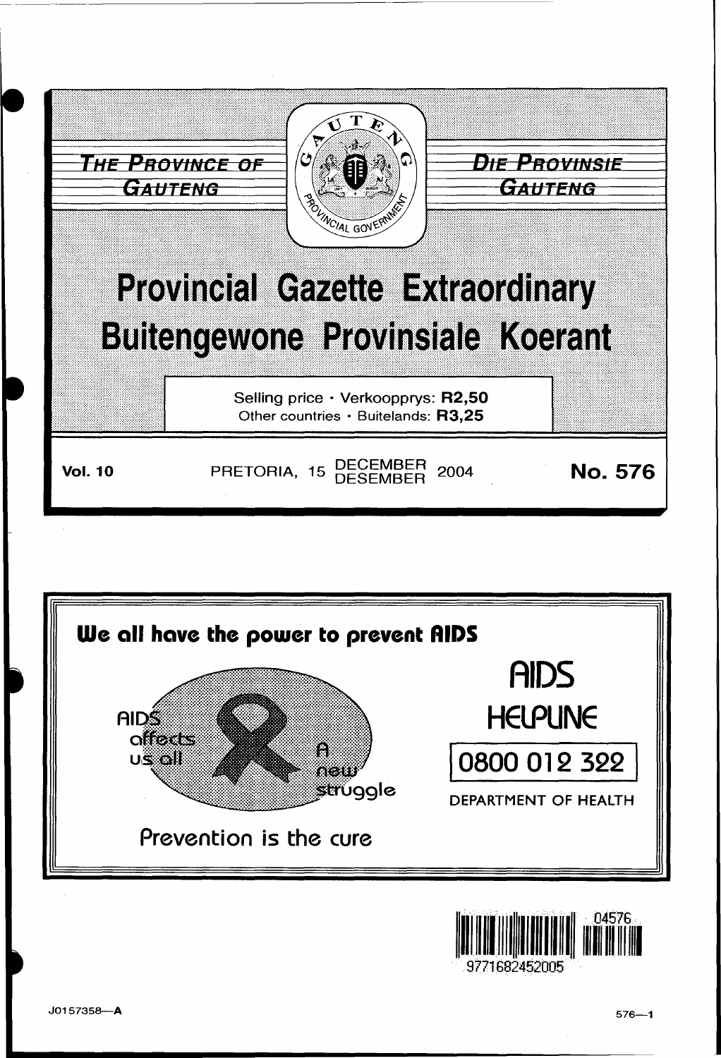**THE PROVINCE OF GAUTENG**

**DIE PROVINSIE GAUTENG**

# Provincial Gazette Extraordinary
# Buitengewone Provinsiale Koerant

Selling price · Verkoopprys: **R2,50**
Other countries · Buitelands: **R3,25**

**Vol. 10** PRETORIA, 15 DECEMBER DESEMBER 2004 **No. 576**

**We all have the power to prevent AIDS**

AIDS affects us all

A new struggle

Prevention is the cure

AIDS HELPLINE

0800 012 322

DEPARTMENT OF HEALTH

9771682452005 04576

J01557358—A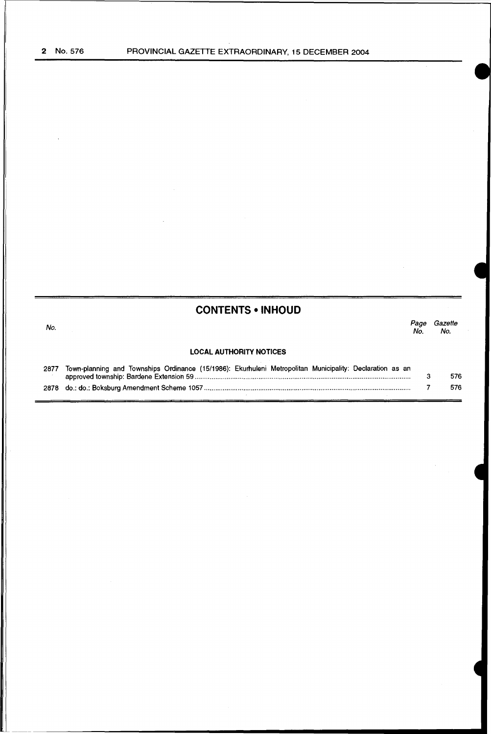## CONTENTS • INHOUD

| No. | | Page No. | Gazette No. |
|---|---|---|---|
| | **LOCAL AUTHORITY NOTICES** | | |
| 2877 | Town-planning and Townships Ordinance (15/1986): Ekurhuleni Metropolitan Municipality: Declaration as an approved township: Bardene Extension 59 | 3 | 576 |
| 2878 | do.: do.: Boksburg Amendment Scheme 1057 | 7 | 576 |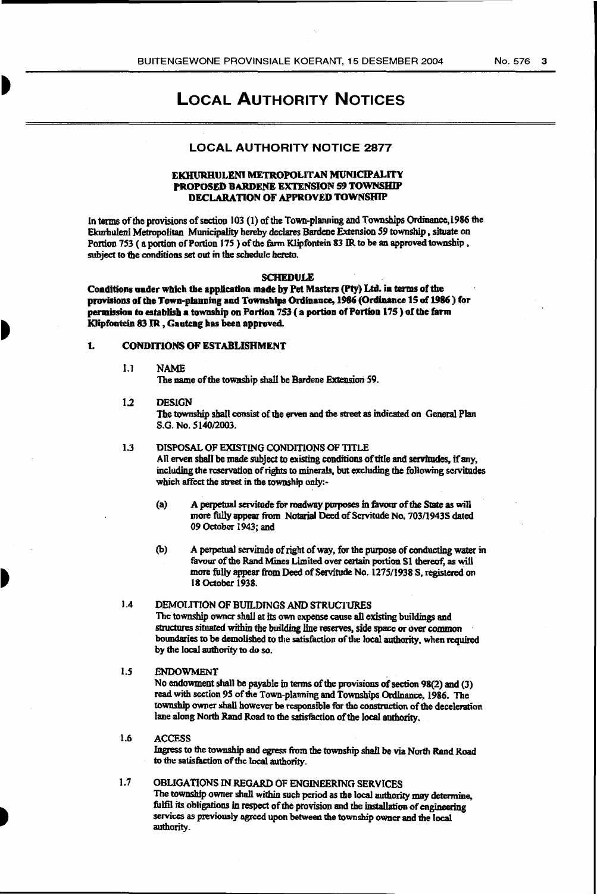# LOCAL AUTHORITY NOTICES

## LOCAL AUTHORITY NOTICE 2877

**EKHURHULENI METROPOLITAN MUNICIPALITY**
**PROPOSED BARDENE EXTENSION 59 TOWNSHIP**
**DECLARATION OF APPROVED TOWNSHIP**

In terms of the provisions of section 103 (1) of the Town-planning and Townships Ordinance,1986 the Ekurhuleni Metropolitan Municipality hereby declares Bardene Extension 59 township, situate on Portion 753 ( a portion of Portion 175 ) of the farm Klipfontein 83 IR to be an approved township, subject to the conditions set out in the schedule hereto.

**SCHEDULE**

**Conditions under which the application made by Pet Masters (Pty) Ltd. in terms of the provisions of the Town-planning and Townships Ordinance, 1986 (Ordinance 15 of 1986 ) for permission to establish a township on Portion 753 ( a portion of Portion 175 ) of the farm Klipfontein 83 IR , Gauteng has been approved.**

1. **CONDITIONS OF ESTABLISHMENT**

1.1 NAME
The name of the township shall be Bardene Extension 59.

1.2 DESIGN
The township shall consist of the erven and the street as indicated on General Plan S.G. No. 5140/2003.

1.3 DISPOSAL OF EXISTING CONDITIONS OF TITLE
All erven shall be made subject to existing conditions of title and servitudes, if any, including the reservation of rights to minerals, but excluding the following servitudes which affect the street in the township only:-

(a) A perpetual servitude for roadway purposes in favour of the State as will more fully appear from Notarial Deed of Servitude No. 703/1943S dated 09 October 1943; and

(b) A perpetual servitude of right of way, for the purpose of conducting water in favour of the Rand Mines Limited over certain portion S1 thereof, as will more fully appear from Deed of Servitude No. 1275/1938 S, registered on 18 October 1938.

1.4 DEMOLITION OF BUILDINGS AND STRUCTURES
The township owner shall at its own expense cause all existing buildings and structures situated within the building line reserves, side space or over common boundaries to be demolished to the satisfaction of the local authority, when required by the local authority to do so.

1.5 ENDOWMENT
No endowment shall be payable in terms of the provisions of section 98(2) and (3) read with section 95 of the Town-planning and Townships Ordinance, 1986. The township owner shall however be responsible for the construction of the deceleration lane along North Rand Road to the satisfaction of the local authority.

1.6 ACCESS
Ingress to the township and egress from the township shall be via North Rand Road to the satisfaction of the local authority.

1.7 OBLIGATIONS IN REGARD OF ENGINEERING SERVICES
The township owner shall within such period as the local authority may determine, fulfil its obligations in respect of the provision and the installation of engineering services as previously agreed upon between the township owner and the local authority.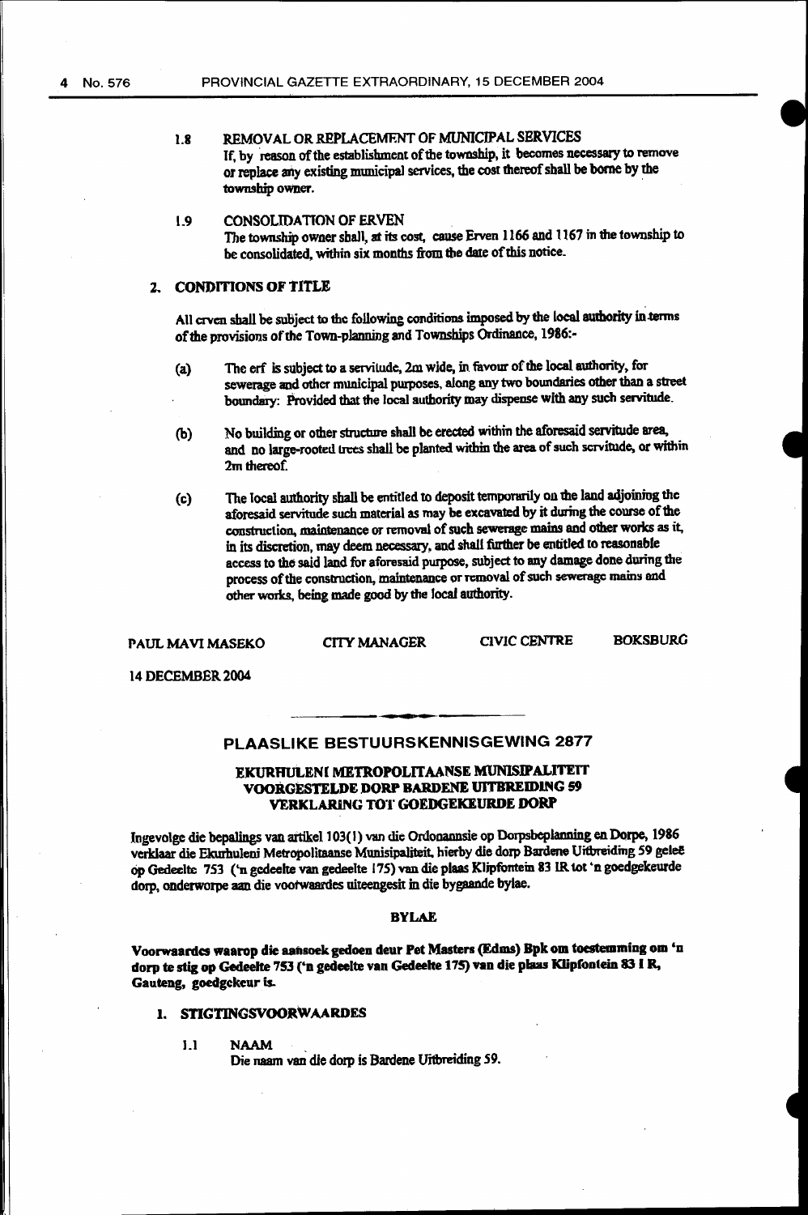1.8 REMOVAL OR REPLACEMENT OF MUNICIPAL SERVICES

If, by reason of the establishment of the township, it becomes necessary to remove or replace any existing municipal services, the cost thereof shall be borne by the township owner.

1.9 CONSOLIDATION OF ERVEN

The township owner shall, at its cost, cause Erven 1166 and 1167 in the township to be consolidated, within six months from the date of this notice.

**2. CONDITIONS OF TITLE**

All erven shall be subject to the following conditions imposed by the local authority in terms of the provisions of the Town-planning and Townships Ordinance, 1986:-

(a) The erf is subject to a servitude, 2m wide, in favour of the local authority, for sewerage and other municipal purposes, along any two boundaries other than a street boundary: Provided that the local authority may dispense with any such servitude.

(b) No building or other structure shall be erected within the aforesaid servitude area, and no large-rooted trees shall be planted within the area of such servitude, or within 2m thereof.

(c) The local authority shall be entitled to deposit temporarily on the land adjoining the aforesaid servitude such material as may be excavated by it during the course of the construction, maintenance or removal of such sewerage mains and other works as it, in its discretion, may deem necessary, and shall further be entitled to reasonable access to the said land for aforesaid purpose, subject to any damage done during the process of the construction, maintenance or removal of such sewerage mains and other works, being made good by the local authority.

PAUL MAVI MASEKO CITY MANAGER CIVIC CENTRE BOKSBURG

14 DECEMBER 2004

## PLAASLIKE BESTUURSKENNISGEWING 2877

### EKURHULENI METROPOLITAANSE MUNISIPALITEIT
### VOORGESTELDE DORP BARDENE UITBREIDING 59
### VERKLARING TOT GOEDGEKEURDE DORP

Ingevolge die bepalings van artikel 103(1) van die Ordonannsie op Dorpsbeplanning en Dorpe, 1986 verklaar die Ekurhuleni Metropolitaanse Munisipaliteit, hierby die dorp Bardene Uitbreiding 59 geleë op Gedeelte 753 ('n gedeelte van gedeelte 175) van die plaas Klipfontein 83 IR tot 'n goedgekeurde dorp, onderworpe aan die voorwaardes uiteengesit in die bygaande bylae.

**BYLAE**

**Voorwaardes waarop die aansoek gedoen deur Pet Masters (Edms) Bpk om toestemming om 'n dorp te stig op Gedeelte 753 ('n gedeelte van Gedeelte 175) van die plaas Klipfontein 83 I R, Gauteng, goedgekeur is.**

**1. STIGTINGSVOORWAARDES**

1.1 NAAM

Die naam van die dorp is Bardene Uitbreiding 59.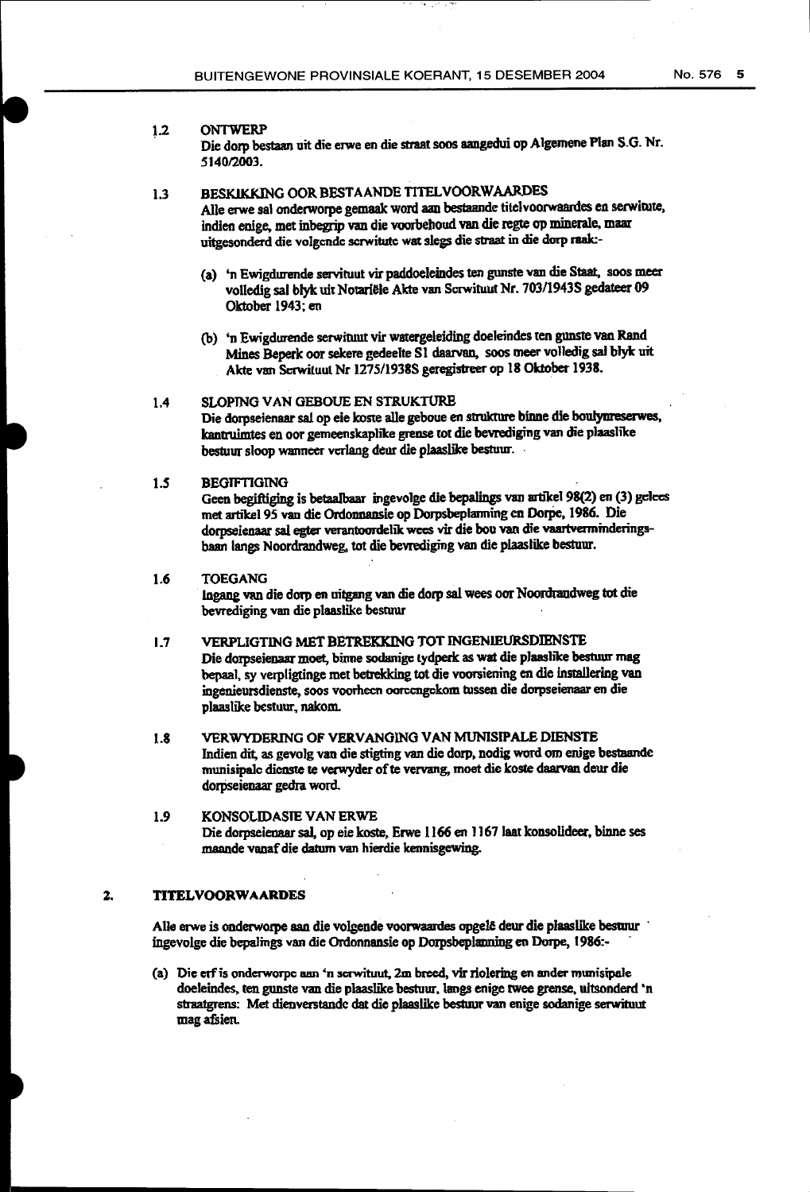1.2 ONTWERP

Die dorp bestaan uit die erwe en die straat soos aangedui op Algemene Plan S.G. Nr. 5140/2003.

1.3 BESKIKKING OOR BESTAANDE TITELVOORWAARDES

Alle erwe sal onderworpe gemaak word aan bestaande titelvoorwaardes en serwitute, indien enige, met inbegrip van die voorbehoud van die regte op minerale, maar uitgesonderd die volgende serwitute wat slegs die straat in die dorp raak:-

(a) 'n Ewigdurende servituut vir paddoeleindes ten gunste van die Staat, soos meer volledig sal blyk uit Notariële Akte van Serwituut Nr. 703/1943S gedateer 09 Oktober 1943; en

(b) 'n Ewigdurende serwituut vir watergeleiding doeleindes ten gunste van Rand Mines Beperk oor sekere gedeelte S1 daarvan, soos meer volledig sal blyk uit Akte van Serwituut Nr 1275/1938S geregistreer op 18 Oktober 1938.

1.4 SLOPING VAN GEBOUE EN STRUKTURE

Die dorpseienaar sal op eie koste alle geboue en strukture binne die boulynreserwes, kantruimtes en oor gemeenskaplike grense tot die bevrediging van die plaaslike bestuur sloop wanneer verlang deur die plaaslike bestuur.

1.5 BEGIFTIGING

Geen begiftiging is betaalbaar ingevolge die bepalings van artikel 98(2) en (3) gelees met artikel 95 van die Ordonnansie op Dorpsbeplanning en Dorpe, 1986. Die dorpseienaar sal egter verantwoordelik wees vir die bou van die vaartverminderingsbaan langs Noordrandweg, tot die bevrediging van die plaaslike bestuur.

1.6 TOEGANG

Ingang van die dorp en uitgang van die dorp sal wees oor Noordrandweg tot die bevrediging van die plaaslike bestuur

1.7 VERPLIGTING MET BETREKKING TOT INGENIEURSDIENSTE

Die dorpseienaar moet, binne sodanige tydperk as wat die plaaslike bestuur mag bepaal, sy verpligtinge met betrekking tot die voorsiening en die installering van ingenieursdienste, soos voorheen ooreengekom tussen die dorpseienaar en die plaaslike bestuur, nakom.

1.8 VERWYDERING OF VERVANGING VAN MUNISIPALE DIENSTE

Indien dit, as gevolg van die stigting van die dorp, nodig word om enige bestaande munisipale dienste te verwyder of te vervang, moet die koste daarvan deur die dorpseienaar gedra word.

1.9 KONSOLIDASIE VAN ERWE

Die dorpseienaar sal, op eie koste, Erwe 1166 en 1167 laat konsolideer, binne ses maande vanaf die datum van hierdie kennisgewing.

## 2. TITELVOORWAARDES

Alle erwe is onderworpe aan die volgende voorwaardes opgelê deur die plaaslike bestuur ingevolge die bepalings van die Ordonnansie op Dorpsbeplanning en Dorpe, 1986:-

(a) Die erf is onderworpe aan 'n serwituut, 2m breed, vir riolering en ander munisipale doeleindes, ten gunste van die plaaslike bestuur, langs enige twee grense, uitsonderd 'n straatgrens: Met dienverstande dat die plaaslike bestuur van enige sodanige serwituut mag afsien.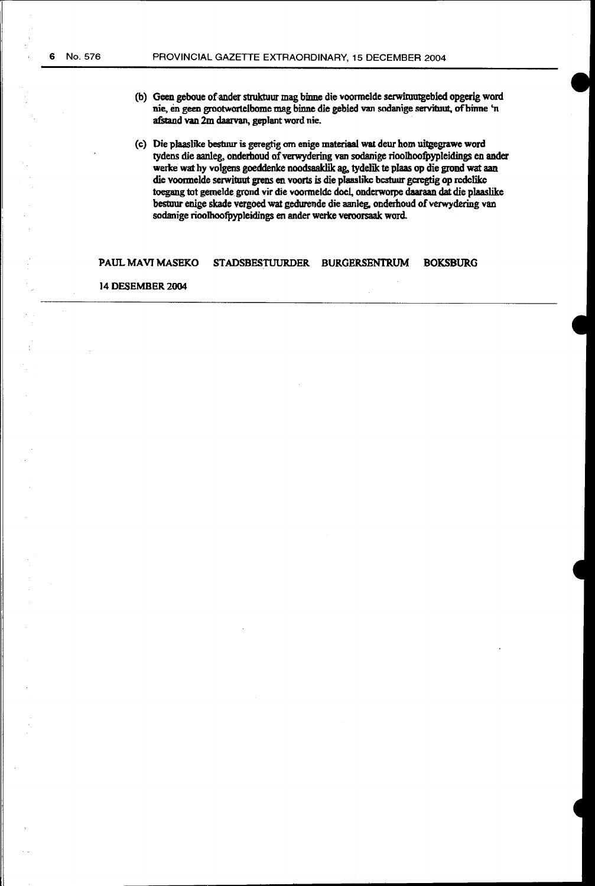(b) Geen geboue of ander struktuur mag binne die voormelde serwituutgebied opgerig word nie, en geen grootwortelbome mag binne die gebied van sodanige servituut, of binne 'n afstand van 2m daarvan, geplant word nie.

(c) Die plaaslike bestuur is geregtig om enige materiaal wat deur hom uitgegrawe word tydens die aanleg, onderhoud of verwydering van sodanige rioolhoofpypleidings en ander werke wat hy volgens goeddenke noodsaaklik ag, tydelik te plaas op die grond wat aan die voormelde serwituut grens en voorts is die plaaslike bestuur geregtig op redelike toegang tot gemelde grond vir die voormelde doel, onderworpe daaraan dat die plaaslike bestuur enige skade vergoed wat gedurende die aanleg, onderhoud of verwydering van sodanige rioolhoofpypleidings en ander werke veroorsaak word.

**PAUL MAVI MASEKO STADSBESTUURDER BURGERSENTRUM BOKSBURG**

**14 DESEMBER 2004**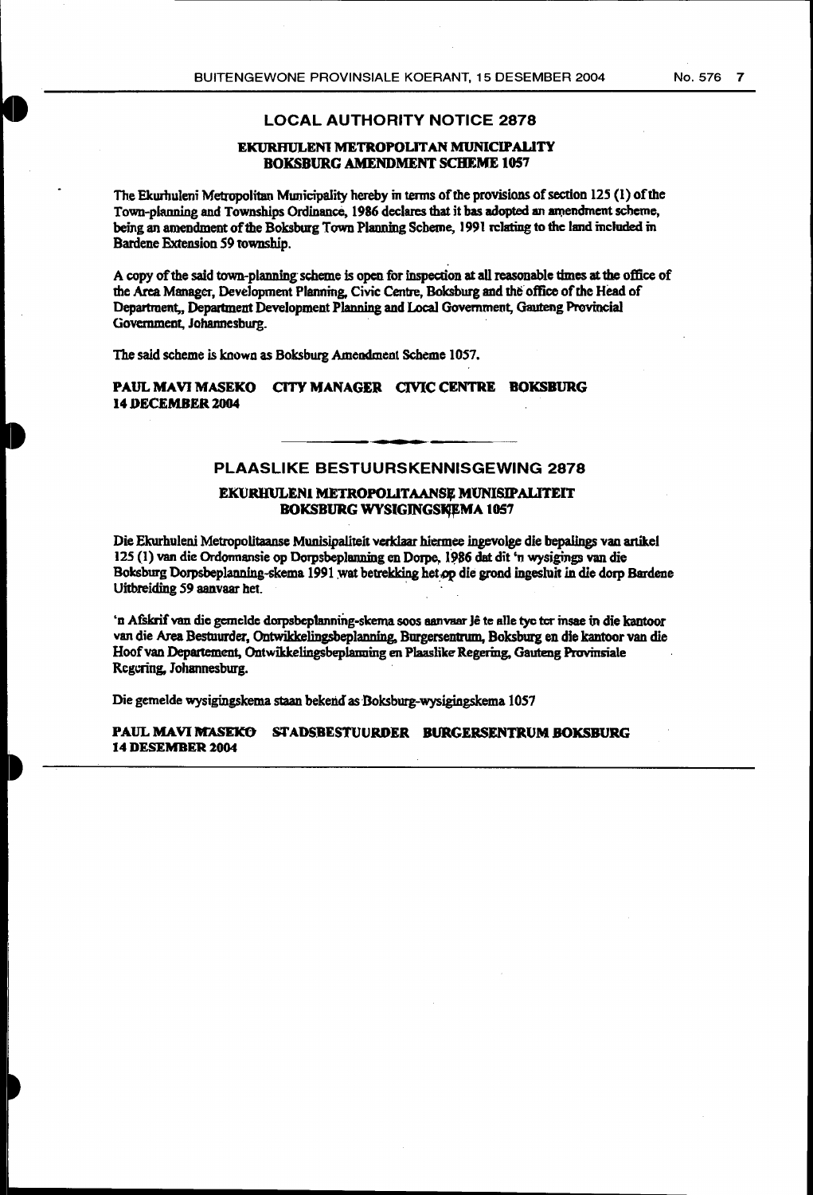## LOCAL AUTHORITY NOTICE 2878

### EKURHULENI METROPOLITAN MUNICIPALITY
### BOKSBURG AMENDMENT SCHEME 1057

The Ekurhuleni Metropolitan Municipality hereby in terms of the provisions of section 125 (1) of the Town-planning and Townships Ordinance, 1986 declares that it has adopted an amendment scheme, being an amendment of the Boksburg Town Planning Scheme, 1991 relating to the land included in Bardene Extension 59 township.

A copy of the said town-planning scheme is open for inspection at all reasonable times at the office of the Area Manager, Development Planning, Civic Centre, Boksburg and the office of the Head of Department,, Department Development Planning and Local Government, Gauteng Provincial Government, Johannesburg.

The said scheme is known as Boksburg Amendment Scheme 1057.

**PAUL MAVI MASEKO CITY MANAGER CIVIC CENTRE BOKSBURG**
**14 DECEMBER 2004**

---

## PLAASLIKE BESTUURSKENNISGEWING 2878

### EKURHULENI METROPOLITAANSE MUNISIPALITEIT
### BOKSBURG WYSIGINGSKEMA 1057

Die Ekurhuleni Metropolitaanse Munisipaliteit verklaar hiermee ingevolge die bepalings van artikel 125 (1) van die Ordonnansie op Dorpsbeplanning en Dorpe, 1986 dat dit 'n wysigings van die Boksburg Dorpsbeplanning-skema 1991 wat betrekking het op die grond ingesluit in die dorp Bardene Uitbreiding 59 aanvaar het.

'n Afskrif van die gemelde dorpsbeplanning-skema soos aanvaar lê te alle tye ter insae in die kantoor van die Area Bestuurder, Ontwikkelingsbeplanning, Burgersentrum, Boksburg en die kantoor van die Hoof van Departement, Ontwikkelingsbeplanning en Plaaslike Regering, Gauteng Provinsiale Regering, Johannesburg.

Die gemelde wysigingskema staan bekend as Boksburg-wysigingskema 1057

**PAUL MAVI MASEKO STADSBESTUURDER BURGERSENTRUM BOKSBURG**
**14 DESEMBER 2004**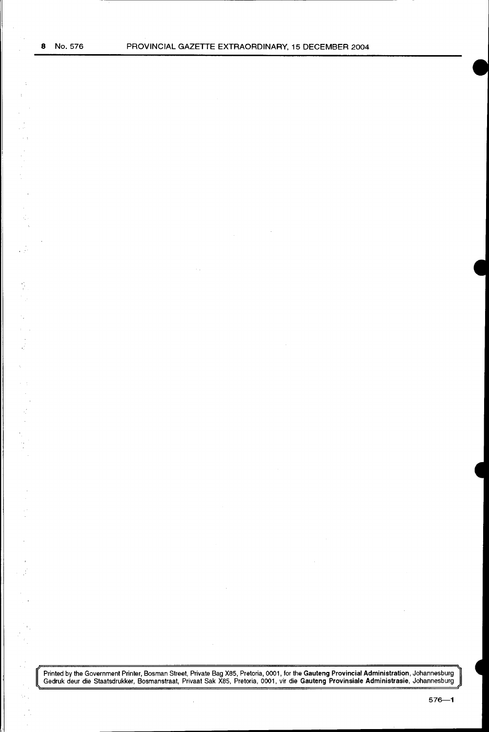Printed by the Government Printer, Bosman Street, Private Bag X85, Pretoria, 0001, for the **Gauteng Provincial Administration**, Johannesburg
Gedruk deur die Staatsdrukker, Bosmanstraat, Privaat Sak X85, Pretoria, 0001, vir die **Gauteng Provinsiale Administrasie**, Johannesburg

576—**1**